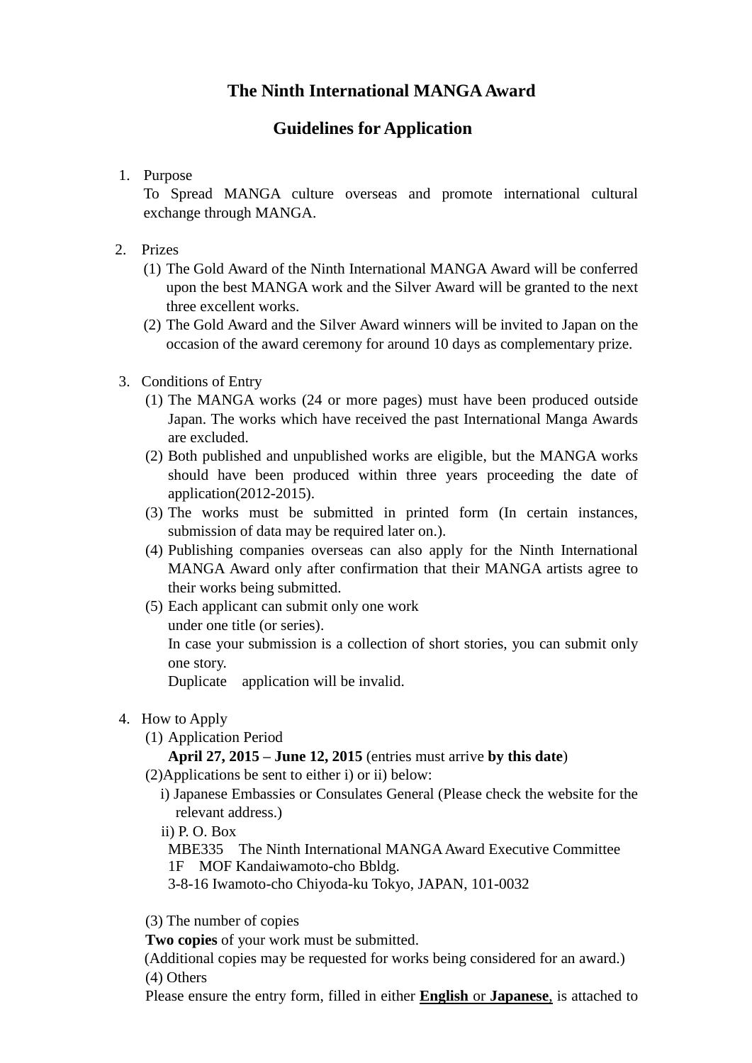# The Ninth International MANGA Award

## Guidelines for Application

1. Purpose
   To Spread MANGA culture overseas and promote international cultural exchange through MANGA.

2. Prizes
   (1) The Gold Award of the Ninth International MANGA Award will be conferred upon the best MANGA work and the Silver Award will be granted to the next three excellent works.
   (2) The Gold Award and the Silver Award winners will be invited to Japan on the occasion of the award ceremony for around 10 days as complementary prize.

3. Conditions of Entry
   (1) The MANGA works (24 or more pages) must have been produced outside Japan. The works which have received the past International Manga Awards are excluded.
   (2) Both published and unpublished works are eligible, but the MANGA works should have been produced within three years proceeding the date of application(2012-2015).
   (3) The works must be submitted in printed form (In certain instances, submission of data may be required later on.).
   (4) Publishing companies overseas can also apply for the Ninth International MANGA Award only after confirmation that their MANGA artists agree to their works being submitted.
   (5) Each applicant can submit only one work
   under one title (or series).
   In case your submission is a collection of short stories, you can submit only one story.
   Duplicate application will be invalid.

4. How to Apply
   (1) Application Period
   **April 27, 2015 – June 12, 2015** (entries must arrive **by this date**)
   (2)Applications be sent to either i) or ii) below:
   i) Japanese Embassies or Consulates General (Please check the website for the relevant address.)
   ii) P. O. Box
   MBE335 The Ninth International MANGA Award Executive Committee
   1F MOF Kandaiwamoto-cho Bbldg.
   3-8-16 Iwamoto-cho Chiyoda-ku Tokyo, JAPAN, 101-0032

   (3) The number of copies
   **Two copies** of your work must be submitted.
   (Additional copies may be requested for works being considered for an award.)
   (4) Others
   Please ensure the entry form, filled in either **English** or **Japanese**, is attached to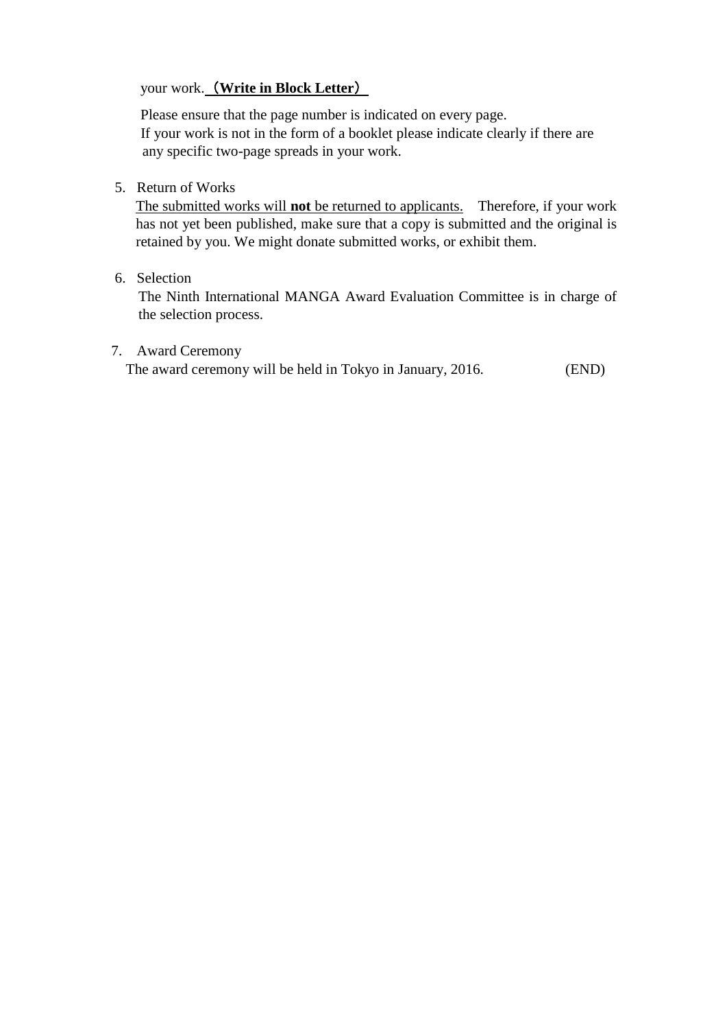your work. <u>**（Write in Block Letter）**</u>

Please ensure that the page number is indicated on every page.
If your work is not in the form of a booklet please indicate clearly if there are any specific two-page spreads in your work.

5. Return of Works

<u>The submitted works will **not** be returned to applicants.</u> Therefore, if your work has not yet been published, make sure that a copy is submitted and the original is retained by you. We might donate submitted works, or exhibit them.

6. Selection

The Ninth International MANGA Award Evaluation Committee is in charge of the selection process.

7. Award Ceremony

The award ceremony will be held in Tokyo in January, 2016. (END)